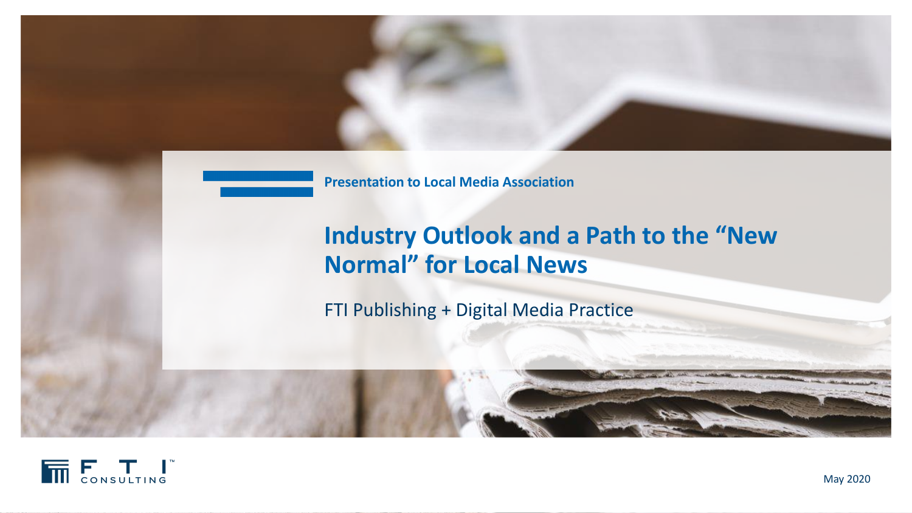Presentation to Local Media Association

# Industry Outlook and a Path to the "New Normal" for Local News

FTI Publishing + Digital Media Practice

May 2020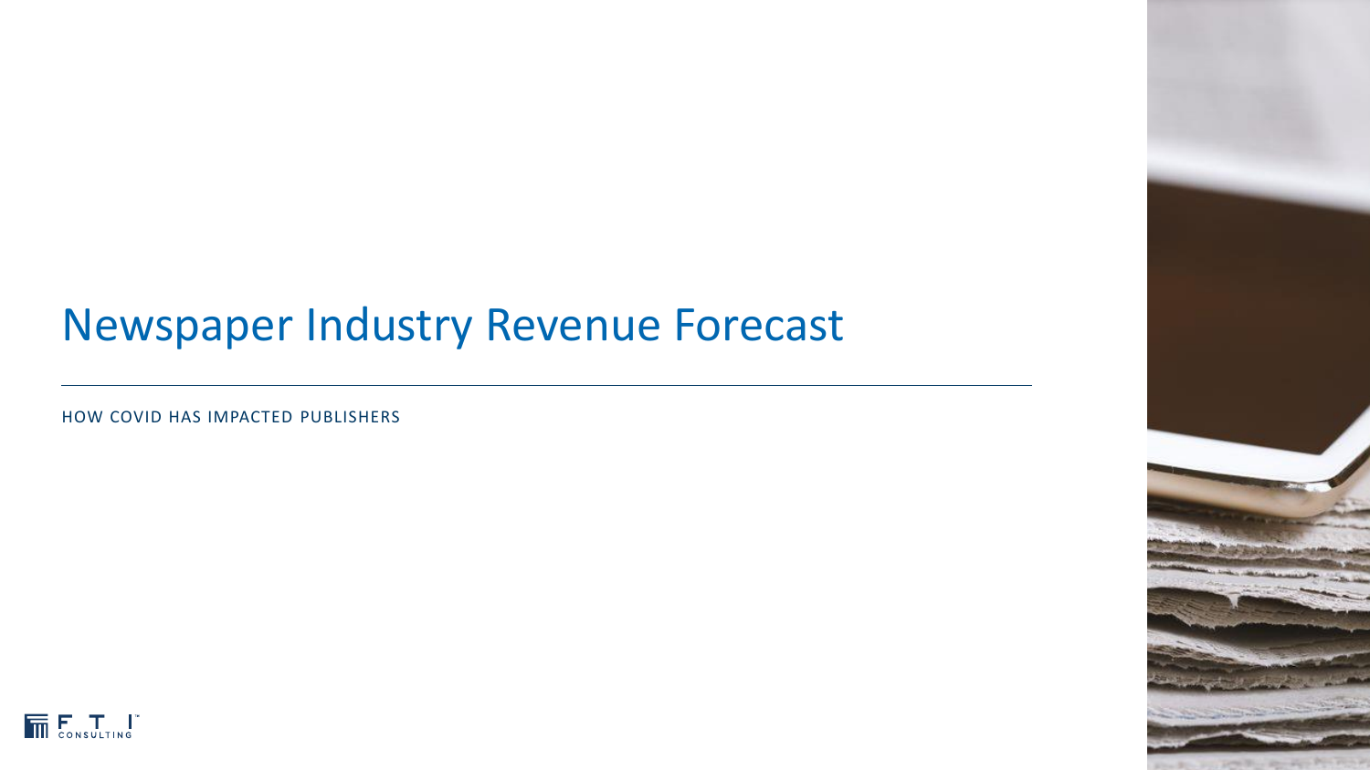# Newspaper Industry Revenue Forecast

HOW COVID HAS IMPACTED PUBLISHERS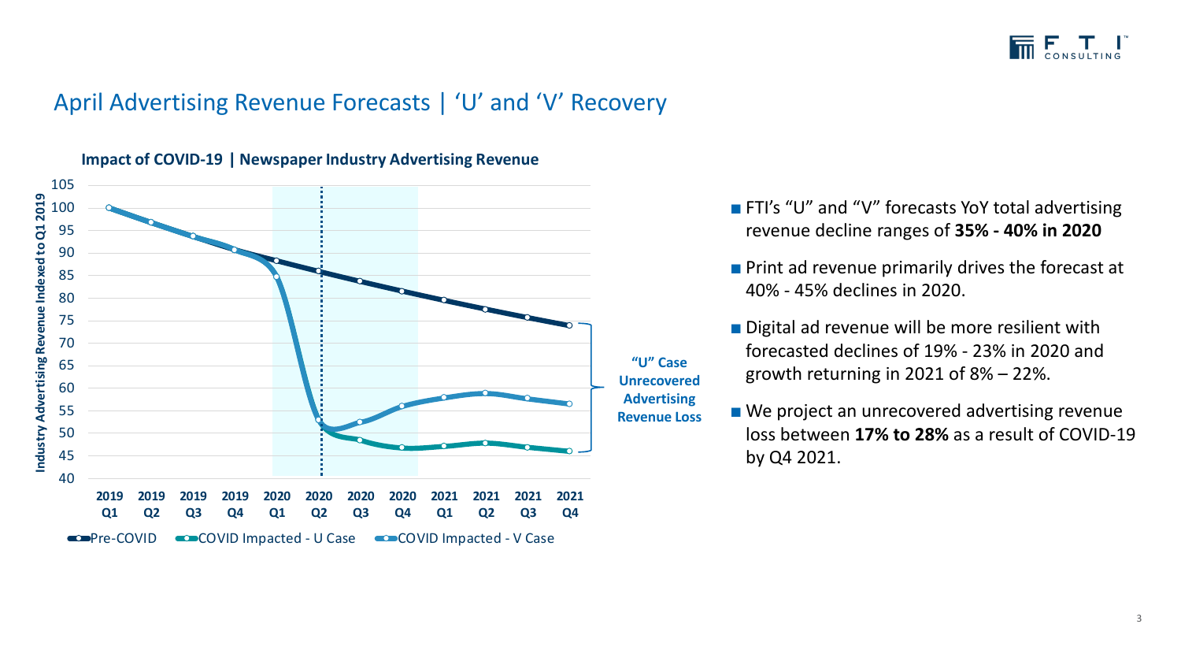## April Advertising Revenue Forecasts | 'U' and 'V' Recovery

**Impact of COVID-19 | Newspaper Industry Advertising Revenue**

Industry Advertising Revenue Indexed to Q1 2019

"U" Case Unrecovered Advertising Revenue Loss

Pre-COVID | COVID Impacted - U Case | COVID Impacted - V Case

- FTI's "U" and "V" forecasts YoY total advertising revenue decline ranges of **35% - 40% in 2020**
- Print ad revenue primarily drives the forecast at 40% - 45% declines in 2020.
- Digital ad revenue will be more resilient with forecasted declines of 19% - 23% in 2020 and growth returning in 2021 of 8% – 22%.
- We project an unrecovered advertising revenue loss between **17% to 28%** as a result of COVID-19 by Q4 2021.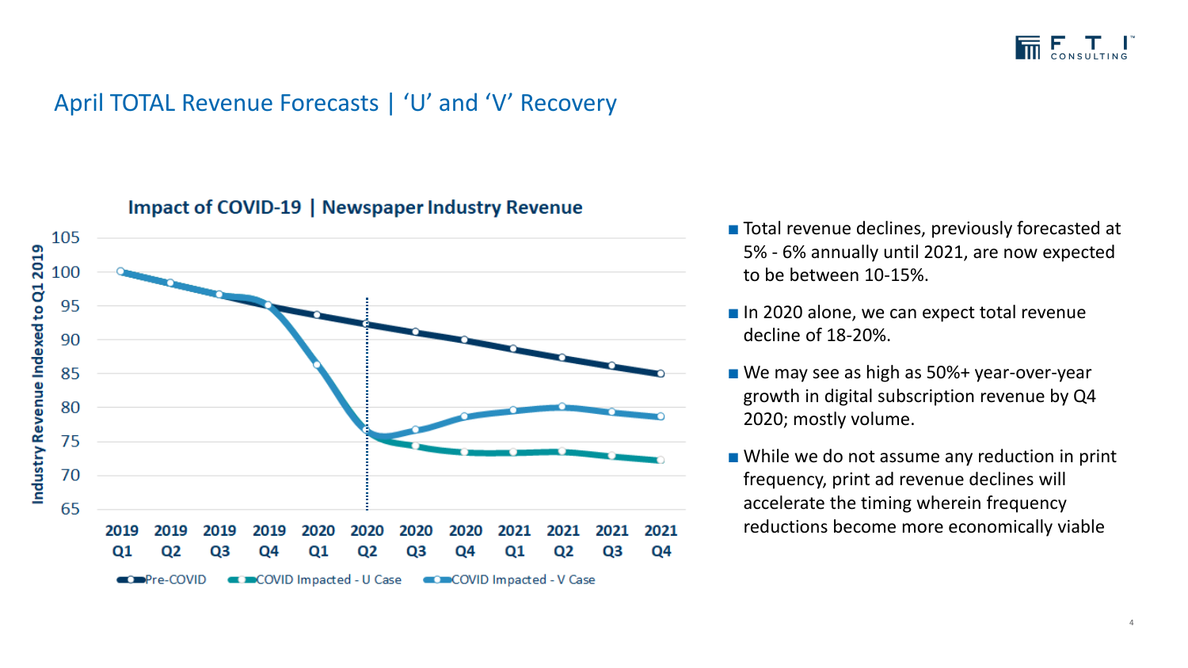## April TOTAL Revenue Forecasts | 'U' and 'V' Recovery

**Impact of COVID-19 | Newspaper Industry Revenue**

Industry Revenue Indexed to Q1 2019

105, 100, 95, 90, 85, 80, 75, 70, 65

2019 Q1, 2019 Q2, 2019 Q3, 2019 Q4, 2020 Q1, 2020 Q2, 2020 Q3, 2020 Q4, 2021 Q1, 2021 Q2, 2021 Q3, 2021 Q4

Pre-COVID | COVID Impacted - U Case | COVID Impacted - V Case

- Total revenue declines, previously forecasted at 5% - 6% annually until 2021, are now expected to be between 10-15%.
- In 2020 alone, we can expect total revenue decline of 18-20%.
- We may see as high as 50%+ year-over-year growth in digital subscription revenue by Q4 2020; mostly volume.
- While we do not assume any reduction in print frequency, print ad revenue declines will accelerate the timing wherein frequency reductions become more economically viable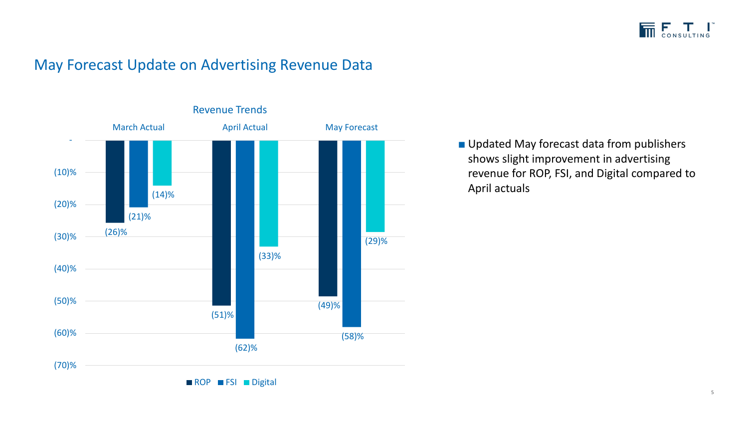# May Forecast Update on Advertising Revenue Data

**Revenue Trends**

| | ROP | FSI | Digital |
|---|---|---|---|
| March Actual | (26)% | (21)% | (14)% |
| April Actual | (51)% | (62)% | (33)% |
| May Forecast | (49)% | (58)% | (29)% |

- Updated May forecast data from publishers shows slight improvement in advertising revenue for ROP, FSI, and Digital compared to April actuals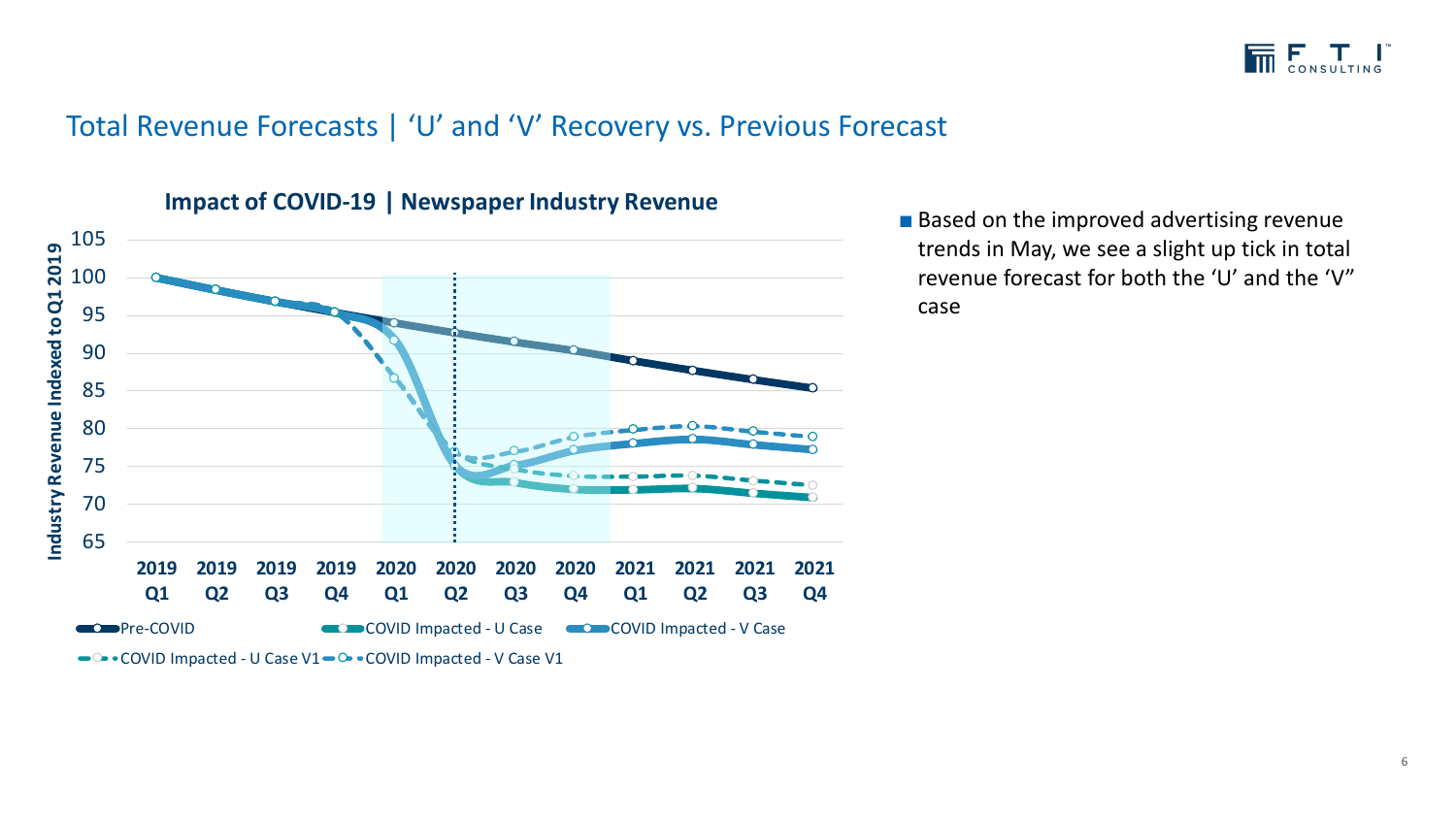## Total Revenue Forecasts | 'U' and 'V' Recovery vs. Previous Forecast

**Impact of COVID-19 | Newspaper Industry Revenue**

Industry Revenue Indexed to Q1 2019

105, 100, 95, 90, 85, 80, 75, 70, 65

2019 Q1, 2019 Q2, 2019 Q3, 2019 Q4, 2020 Q1, 2020 Q2, 2020 Q3, 2020 Q4, 2021 Q1, 2021 Q2, 2021 Q3, 2021 Q4

Pre-COVID | COVID Impacted - U Case | COVID Impacted - V Case | COVID Impacted - U Case V1 | COVID Impacted - V Case V1

- Based on the improved advertising revenue trends in May, we see a slight up tick in total revenue forecast for both the 'U' and the 'V" case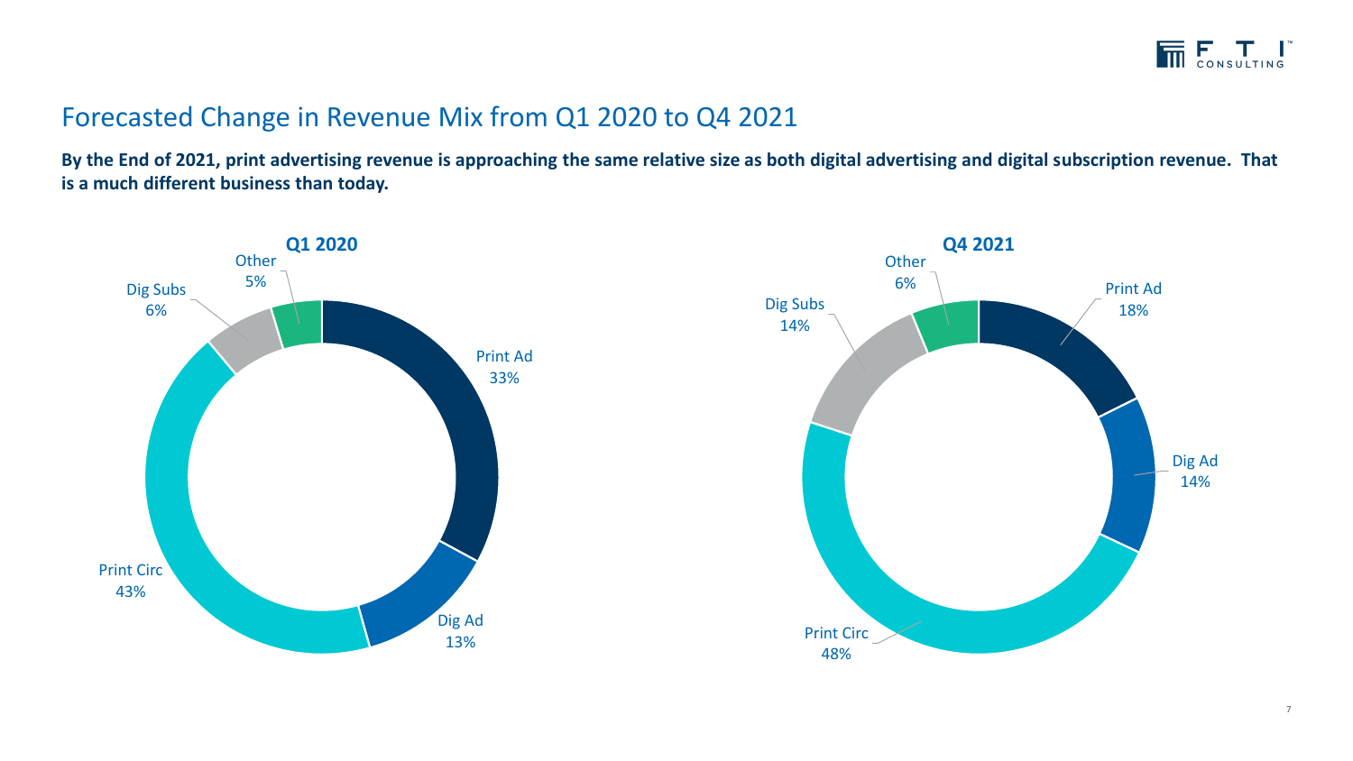## Forecasted Change in Revenue Mix from Q1 2020 to Q4 2021

**By the End of 2021, print advertising revenue is approaching the same relative size as both digital advertising and digital subscription revenue. That is a much different business than today.**

**Q1 2020**

| Category | Share |
|---|---|
| Print Ad | 33% |
| Dig Ad | 13% |
| Print Circ | 43% |
| Dig Subs | 6% |
| Other | 5% |

**Q4 2021**

| Category | Share |
|---|---|
| Print Ad | 18% |
| Dig Ad | 14% |
| Print Circ | 48% |
| Dig Subs | 14% |
| Other | 6% |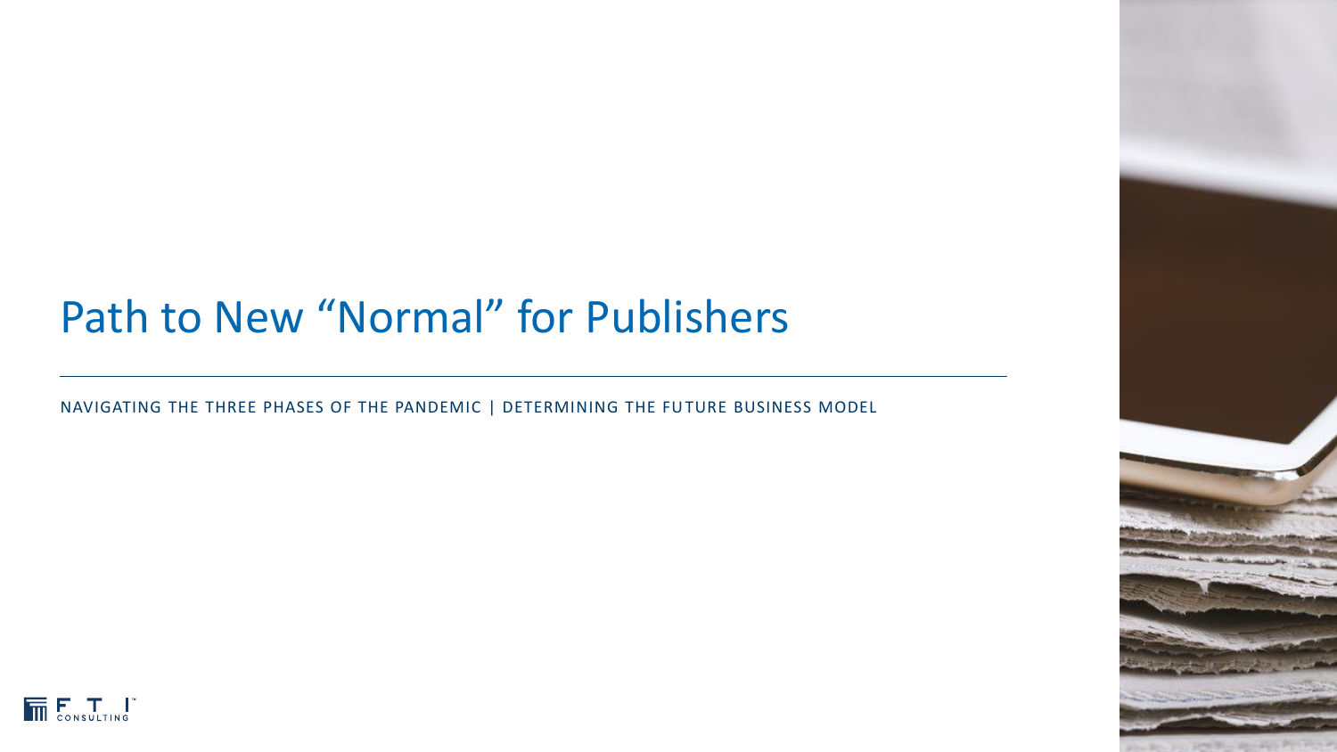# Path to New "Normal" for Publishers

NAVIGATING THE THREE PHASES OF THE PANDEMIC | DETERMINING THE FUTURE BUSINESS MODEL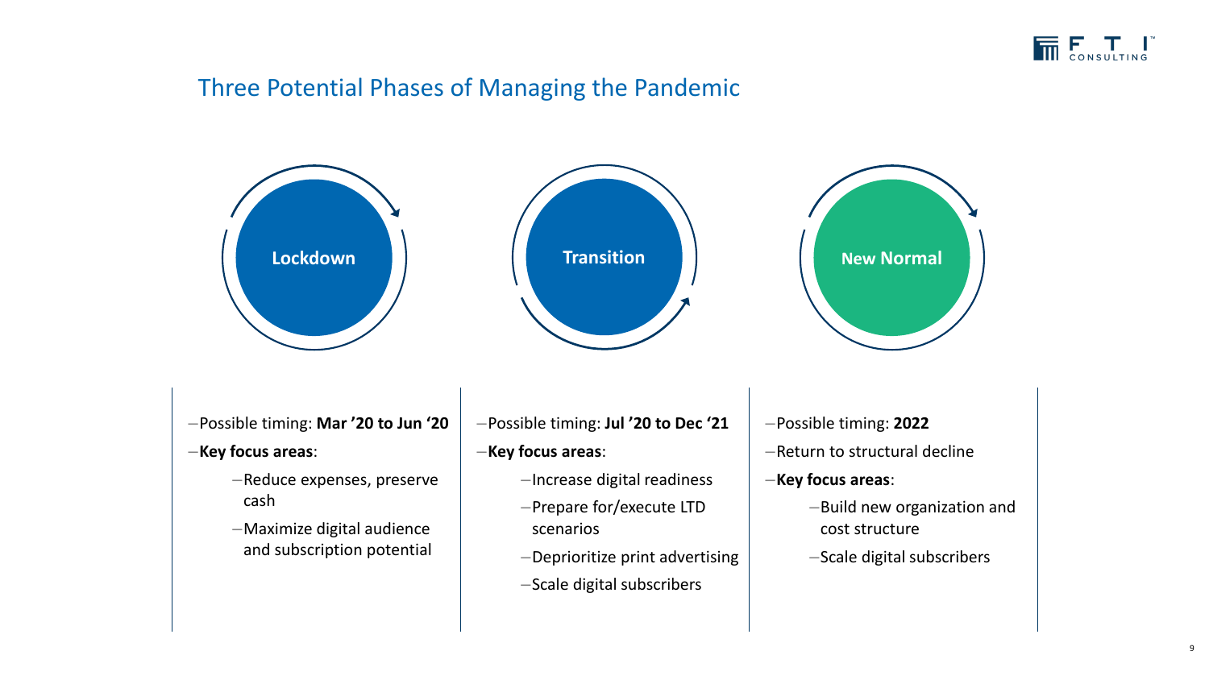## Three Potential Phases of Managing the Pandemic

### Lockdown

- Possible timing: **Mar '20 to Jun '20**
- **Key focus areas**:
  - Reduce expenses, preserve cash
  - Maximize digital audience and subscription potential

### Transition

- Possible timing: **Jul '20 to Dec '21**
- **Key focus areas**:
  - Increase digital readiness
  - Prepare for/execute LTD scenarios
  - Deprioritize print advertising
  - Scale digital subscribers

### New Normal

- Possible timing: **2022**
- Return to structural decline
- **Key focus areas**:
  - Build new organization and cost structure
  - Scale digital subscribers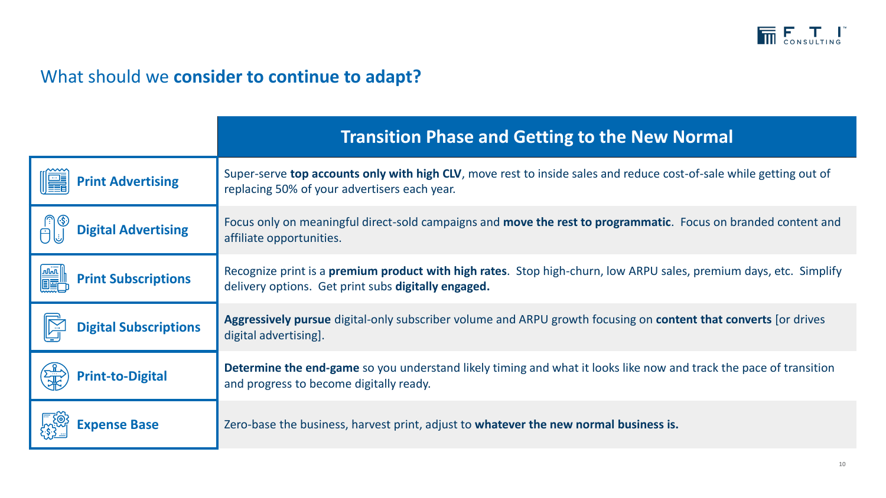## What should we **consider to continue to adapt?**

| | **Transition Phase and Getting to the New Normal** |
|---|---|
| **Print Advertising** | Super-serve **top accounts only with high CLV**, move rest to inside sales and reduce cost-of-sale while getting out of replacing 50% of your advertisers each year. |
| **Digital Advertising** | Focus only on meaningful direct-sold campaigns and **move the rest to programmatic**. Focus on branded content and affiliate opportunities. |
| **Print Subscriptions** | Recognize print is a **premium product with high rates**. Stop high-churn, low ARPU sales, premium days, etc. Simplify delivery options. Get print subs **digitally engaged.** |
| **Digital Subscriptions** | **Aggressively pursue** digital-only subscriber volume and ARPU growth focusing on **content that converts** [or drives digital advertising]. |
| **Print-to-Digital** | **Determine the end-game** so you understand likely timing and what it looks like now and track the pace of transition and progress to become digitally ready. |
| **Expense Base** | Zero-base the business, harvest print, adjust to **whatever the new normal business is.** |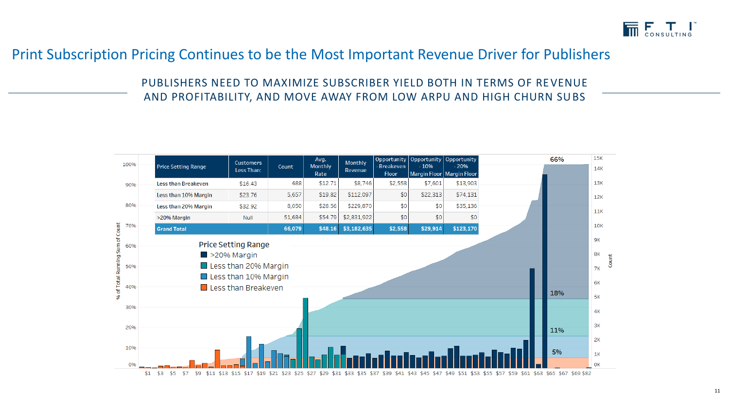# Print Subscription Pricing Continues to be the Most Important Revenue Driver for Publishers

## PUBLISHERS NEED TO MAXIMIZE SUBSCRIBER YIELD BOTH IN TERMS OF REVENUE AND PROFITABILITY, AND MOVE AWAY FROM LOW ARPU AND HIGH CHURN SUBS

| Price Setting Range | Customers Less Than: | Count | Avg. Monthly Rate | Monthly Revenue | Opportunity - Breakeven Floor | Opportunity - 10% Margin Floor | Opportunity - 20% Margin Floor |
|---|---|---|---|---|---|---|---|
| Less than Breakeven | $16.43 | 688 | $12.71 | $8,746 | $2,558 | $7,601 | $13,903 |
| Less than 10% Margin | $23.76 | 5,657 | $19.82 | $112,097 | $0 | $22,313 | $74,131 |
| Less than 20% Margin | $32.92 | 8,050 | $28.56 | $229,870 | $0 | $0 | $35,136 |
| >20% Margin | Null | 51,684 | $54.79 | $2,831,922 | $0 | $0 | $0 |
| **Grand Total** | | **66,079** | **$48.16** | **$3,182,635** | **$2,558** | **$29,914** | **$123,170** |

Price Setting Range
- >20% Margin
- Less than 20% Margin
- Less than 10% Margin
- Less than Breakeven

Chart: % of Total Running Sum of Count (0%–100%) and Count (0K–15K) by monthly rate ($1 – $82). Annotations: 66%, 18%, 11%, 5%.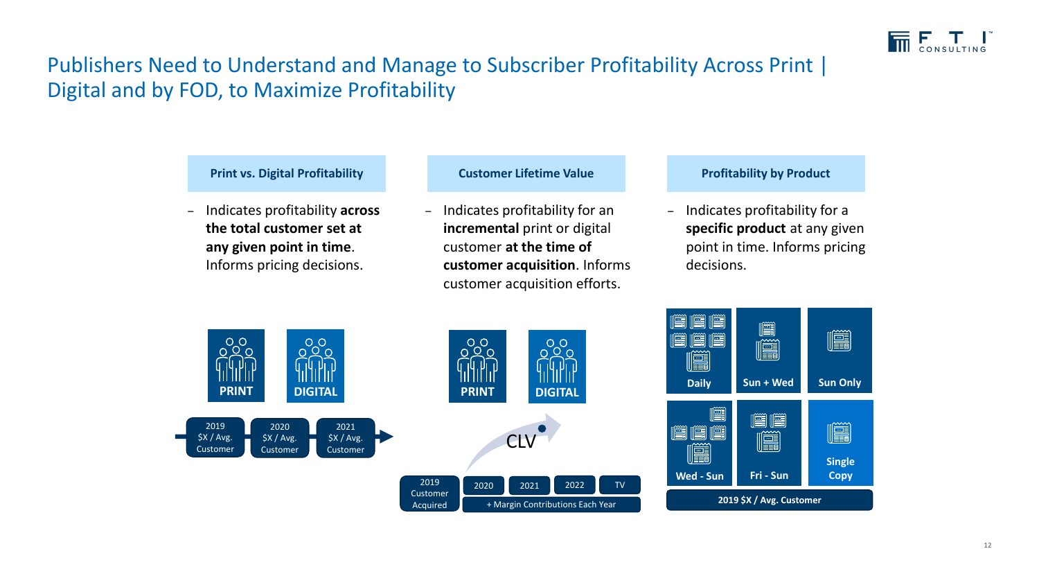# Publishers Need to Understand and Manage to Subscriber Profitability Across Print | Digital and by FOD, to Maximize Profitability

### Print vs. Digital Profitability

- Indicates profitability **across the total customer set at any given point in time**. Informs pricing decisions.

PRINT | DIGITAL

2019 $X / Avg. Customer → 2020 $X / Avg. Customer → 2021 $X / Avg. Customer

### Customer Lifetime Value

- Indicates profitability for an **incremental** print or digital customer **at the time of customer acquisition**. Informs customer acquisition efforts.

PRINT | DIGITAL

CLV

2019 Customer Acquired | 2020 | 2021 | 2022 | TV

+ Margin Contributions Each Year

### Profitability by Product

- Indicates profitability for a **specific product** at any given point in time. Informs pricing decisions.

Daily | Sun + Wed | Sun Only

Wed - Sun | Fri - Sun | Single Copy

2019 $X / Avg. Customer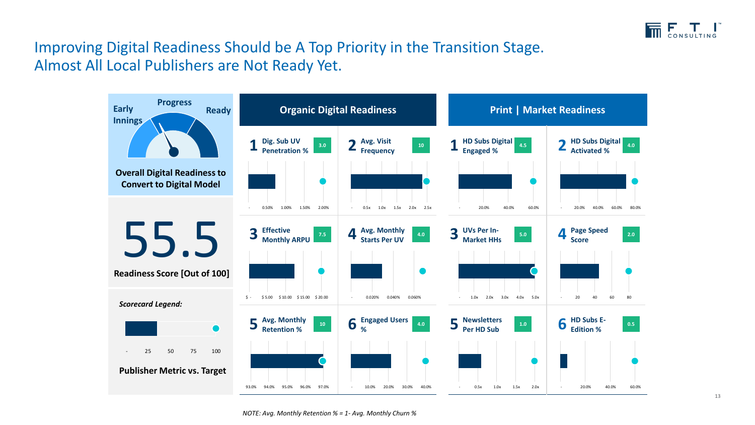# Improving Digital Readiness Should be A Top Priority in the Transition Stage. Almost All Local Publishers are Not Ready Yet.

Early Innings | Progress | Ready

**Overall Digital Readiness to Convert to Digital Model**

# 55.5

**Readiness Score [Out of 100]**

***Scorecard Legend:***

- 25 50 75 100

**Publisher Metric vs. Target**

## Organic Digital Readiness

| # | Metric | Score | Axis |
|---|---|---|---|
| 1 | Dig. Sub UV Penetration % | 3.0 | - 0.50% 1.00% 1.50% 2.00% |
| 2 | Avg. Visit Frequency | 10 | - 0.5x 1.0x 1.5x 2.0x 2.5x |
| 3 | Effective Monthly ARPU | 7.5 | $ - $ 5.00 $ 10.00 $ 15.00 $ 20.00 |
| 4 | Avg. Monthly Starts Per UV | 4.0 | - 0.020% 0.040% 0.060% |
| 5 | Avg. Monthly Retention % | 10 | 93.0% 94.0% 95.0% 96.0% 97.0% |
| 6 | Engaged Users % | 4.0 | - 10.0% 20.0% 30.0% 40.0% |

## Print | Market Readiness

| # | Metric | Score | Axis |
|---|---|---|---|
| 1 | HD Subs Digital Engaged % | 4.5 | - 20.0% 40.0% 60.0% |
| 2 | HD Subs Digital Activated % | 4.0 | - 20.0% 40.0% 60.0% 80.0% |
| 3 | UVs Per In-Market HHs | 5.0 | - 1.0x 2.0x 3.0x 4.0x 5.0x |
| 4 | Page Speed Score | 2.0 | - 20 40 60 80 |
| 5 | Newsletters Per HD Sub | 1.0 | - 0.5x 1.0x 1.5x 2.0x |
| 6 | HD Subs E-Edition % | 0.5 | - 20.0% 40.0% 60.0% |

*NOTE: Avg. Monthly Retention % = 1- Avg. Monthly Churn %*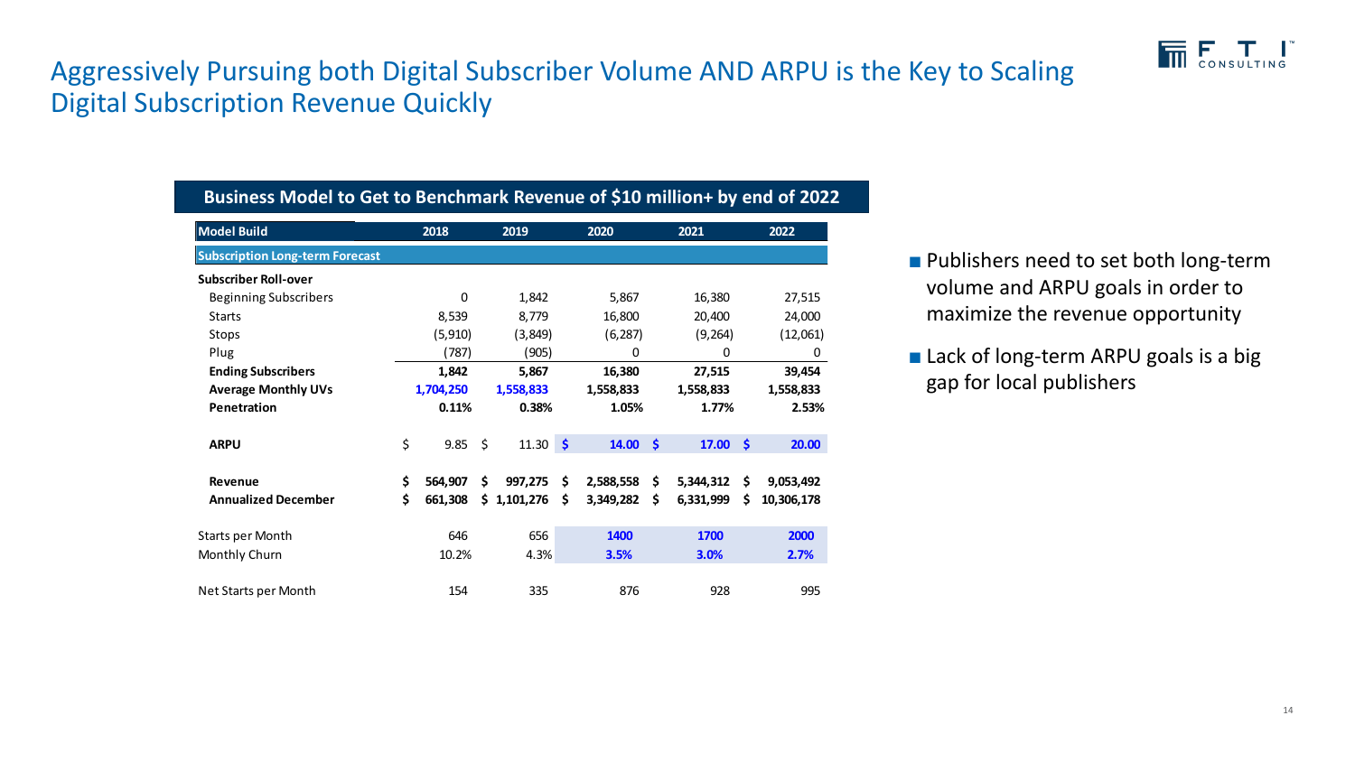# Aggressively Pursuing both Digital Subscriber Volume AND ARPU is the Key to Scaling Digital Subscription Revenue Quickly

## Business Model to Get to Benchmark Revenue of $10 million+ by end of 2022

| Model Build | 2018 | 2019 | 2020 | 2021 | 2022 |
|---|---|---|---|---|---|
| **Subscription Long-term Forecast** | | | | | |
| **Subscriber Roll-over** | | | | | |
| Beginning Subscribers | 0 | 1,842 | 5,867 | 16,380 | 27,515 |
| Starts | 8,539 | 8,779 | 16,800 | 20,400 | 24,000 |
| Stops | (5,910) | (3,849) | (6,287) | (9,264) | (12,061) |
| Plug | (787) | (905) | 0 | 0 | 0 |
| **Ending Subscribers** | **1,842** | **5,867** | **16,380** | **27,515** | **39,454** |
| **Average Monthly UVs** | **1,704,250** | **1,558,833** | **1,558,833** | **1,558,833** | **1,558,833** |
| **Penetration** | **0.11%** | **0.38%** | **1.05%** | **1.77%** | **2.53%** |
| **ARPU** | $ 9.85 | $ 11.30 | **$ 14.00** | **$ 17.00** | **$ 20.00** |
| **Revenue** | **$ 564,907** | **$ 997,275** | **$ 2,588,558** | **$ 5,344,312** | **$ 9,053,492** |
| **Annualized December** | **$ 661,308** | **$ 1,101,276** | **$ 3,349,282** | **$ 6,331,999** | **$ 10,306,178** |
| Starts per Month | 646 | 656 | **1400** | **1700** | **2000** |
| Monthly Churn | 10.2% | 4.3% | **3.5%** | **3.0%** | **2.7%** |
| Net Starts per Month | 154 | 335 | 876 | 928 | 995 |

- Publishers need to set both long-term volume and ARPU goals in order to maximize the revenue opportunity
- Lack of long-term ARPU goals is a big gap for local publishers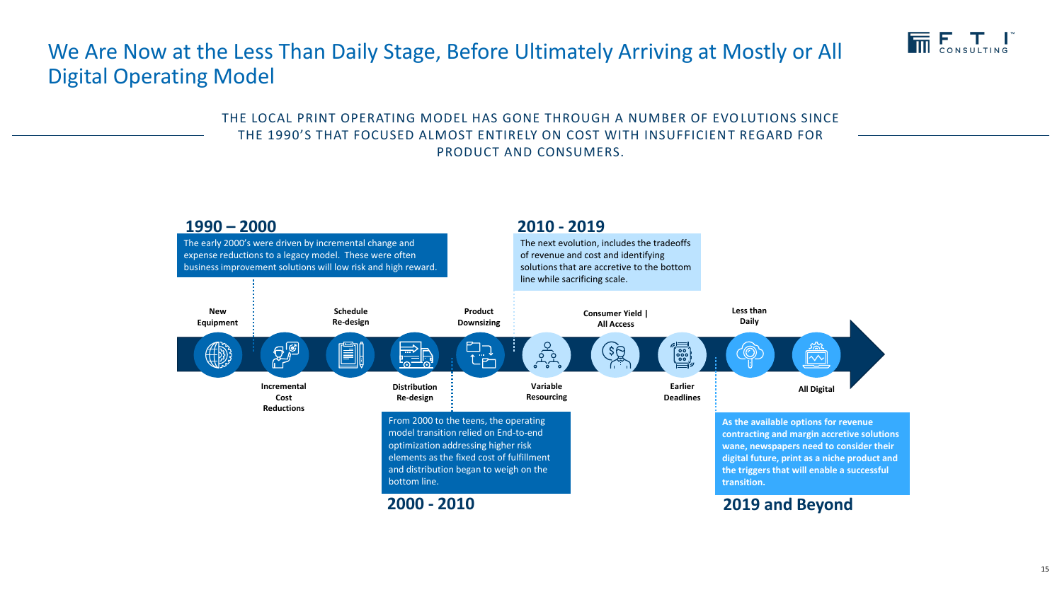# We Are Now at the Less Than Daily Stage, Before Ultimately Arriving at Mostly or All Digital Operating Model

THE LOCAL PRINT OPERATING MODEL HAS GONE THROUGH A NUMBER OF EVOLUTIONS SINCE THE 1990'S THAT FOCUSED ALMOST ENTIRELY ON COST WITH INSUFFICIENT REGARD FOR PRODUCT AND CONSUMERS.

## 1990 – 2000

The early 2000's were driven by incremental change and expense reductions to a legacy model. These were often business improvement solutions will low risk and high reward.

## 2000 - 2010

From 2000 to the teens, the operating model transition relied on End-to-end optimization addressing higher risk elements as the fixed cost of fulfillment and distribution began to weigh on the bottom line.

## 2010 - 2019

The next evolution, includes the tradeoffs of revenue and cost and identifying solutions that are accretive to the bottom line while sacrificing scale.

## 2019 and Beyond

**As the available options for revenue contracting and margin accretive solutions wane, newspapers need to consider their digital future, print as a niche product and the triggers that will enable a successful transition.**

**Timeline stages:**

- **New Equipment**
- **Incremental Cost Reductions**
- **Schedule Re-design**
- **Distribution Re-design**
- **Product Downsizing**
- **Variable Resourcing**
- **Consumer Yield | All Access**
- **Earlier Deadlines**
- **Less than Daily**
- **All Digital**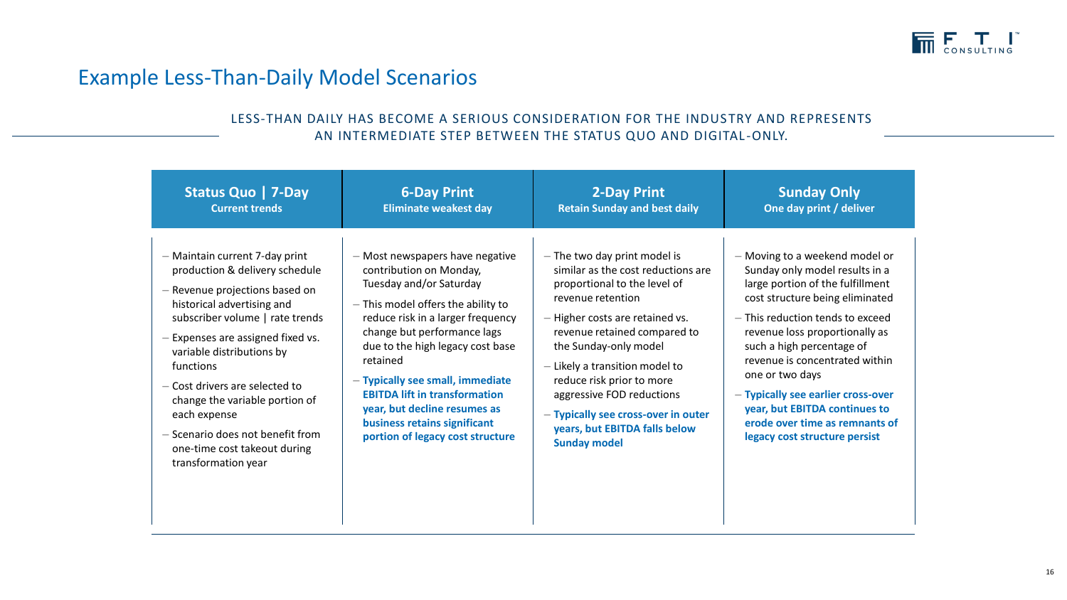# Example Less-Than-Daily Model Scenarios

LESS-THAN DAILY HAS BECOME A SERIOUS CONSIDERATION FOR THE INDUSTRY AND REPRESENTS AN INTERMEDIATE STEP BETWEEN THE STATUS QUO AND DIGITAL-ONLY.

| **Status Quo \| 7-Day**<br>**Current trends** | **6-Day Print**<br>**Eliminate weakest day** | **2-Day Print**<br>**Retain Sunday and best daily** | **Sunday Only**<br>**One day print / deliver** |
|---|---|---|---|
| – Maintain current 7-day print production & delivery schedule<br>– Revenue projections based on historical advertising and subscriber volume \| rate trends<br>– Expenses are assigned fixed vs. variable distributions by functions<br>– Cost drivers are selected to change the variable portion of each expense<br>– Scenario does not benefit from one-time cost takeout during transformation year | – Most newspapers have negative contribution on Monday, Tuesday and/or Saturday<br>– This model offers the ability to reduce risk in a larger frequency change but performance lags due to the high legacy cost base retained<br>– **Typically see small, immediate EBITDA lift in transformation year, but decline resumes as business retains significant portion of legacy cost structure** | – The two day print model is similar as the cost reductions are proportional to the level of revenue retention<br>– Higher costs are retained vs. revenue retained compared to the Sunday-only model<br>– Likely a transition model to reduce risk prior to more aggressive FOD reductions<br>– **Typically see cross-over in outer years, but EBITDA falls below Sunday model** | – Moving to a weekend model or Sunday only model results in a large portion of the fulfillment cost structure being eliminated<br>– This reduction tends to exceed revenue loss proportionally as such a high percentage of revenue is concentrated within one or two days<br>– **Typically see earlier cross-over year, but EBITDA continues to erode over time as remnants of legacy cost structure persist** |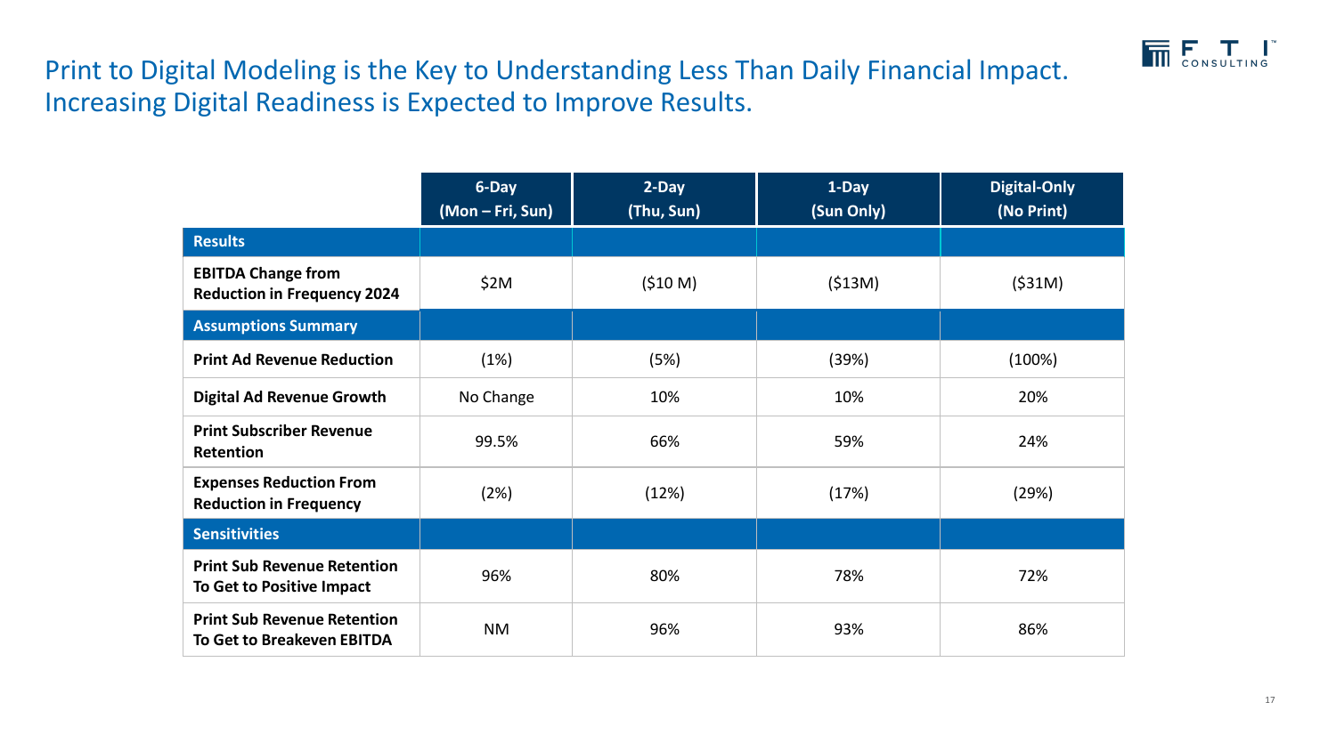# Print to Digital Modeling is the Key to Understanding Less Than Daily Financial Impact. Increasing Digital Readiness is Expected to Improve Results.

| | 6-Day (Mon – Fri, Sun) | 2-Day (Thu, Sun) | 1-Day (Sun Only) | Digital-Only (No Print) |
|---|---|---|---|---|
| **Results** | | | | |
| **EBITDA Change from Reduction in Frequency 2024** | $2M | ($10 M) | ($13M) | ($31M) |
| **Assumptions Summary** | | | | |
| **Print Ad Revenue Reduction** | (1%) | (5%) | (39%) | (100%) |
| **Digital Ad Revenue Growth** | No Change | 10% | 10% | 20% |
| **Print Subscriber Revenue Retention** | 99.5% | 66% | 59% | 24% |
| **Expenses Reduction From Reduction in Frequency** | (2%) | (12%) | (17%) | (29%) |
| **Sensitivities** | | | | |
| **Print Sub Revenue Retention To Get to Positive Impact** | 96% | 80% | 78% | 72% |
| **Print Sub Revenue Retention To Get to Breakeven EBITDA** | NM | 96% | 93% | 86% |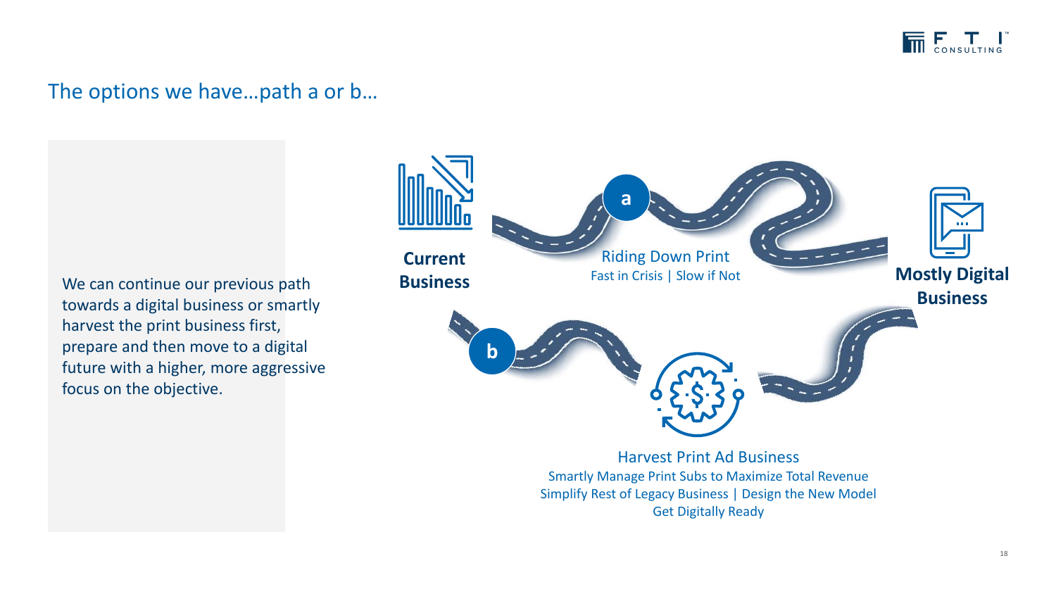## The options we have…path a or b…

We can continue our previous path towards a digital business or smartly harvest the print business first, prepare and then move to a digital future with a higher, more aggressive focus on the objective.

**Current Business**

**a**

Riding Down Print
Fast in Crisis | Slow if Not

**Mostly Digital Business**

**b**

Harvest Print Ad Business
Smartly Manage Print Subs to Maximize Total Revenue
Simplify Rest of Legacy Business | Design the New Model
Get Digitally Ready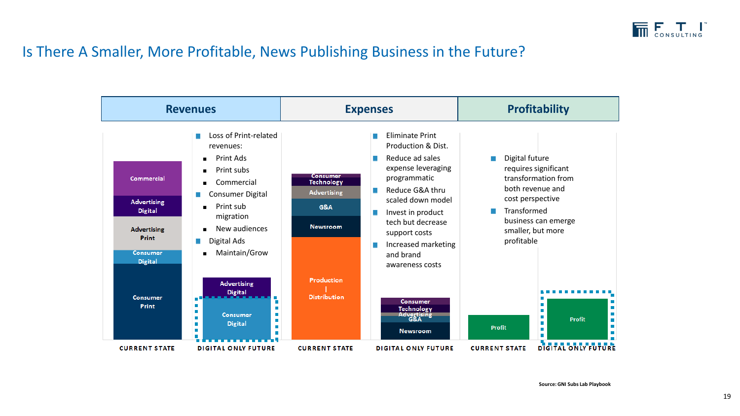# Is There A Smaller, More Profitable, News Publishing Business in the Future?

## Revenues

**Current State:** Commercial; Advertising Digital; Advertising Print; Consumer Digital; Consumer Print

**Digital Only Future:** Advertising Digital; Consumer Digital

- Loss of Print-related revenues:
  - Print Ads
  - Print subs
  - Commercial
- Consumer Digital
  - Print sub migration
  - New audiences
- Digital Ads
  - Maintain/Grow

## Expenses

**Current State:** Consumer Technology; Advertising; G&A; Newsroom; Production | Distribution

**Digital Only Future:** Consumer Technology; Advertising; G&A; Newsroom

- Eliminate Print Production & Dist.
- Reduce ad sales expense leveraging programmatic
- Reduce G&A thru scaled down model
- Invest in product tech but decrease support costs
- Increased marketing and brand awareness costs

## Profitability

**Current State:** Profit

**Digital Only Future:** Profit

- Digital future requires significant transformation from both revenue and cost perspective
- Transformed business can emerge smaller, but more profitable

Source: GNI Subs Lab Playbook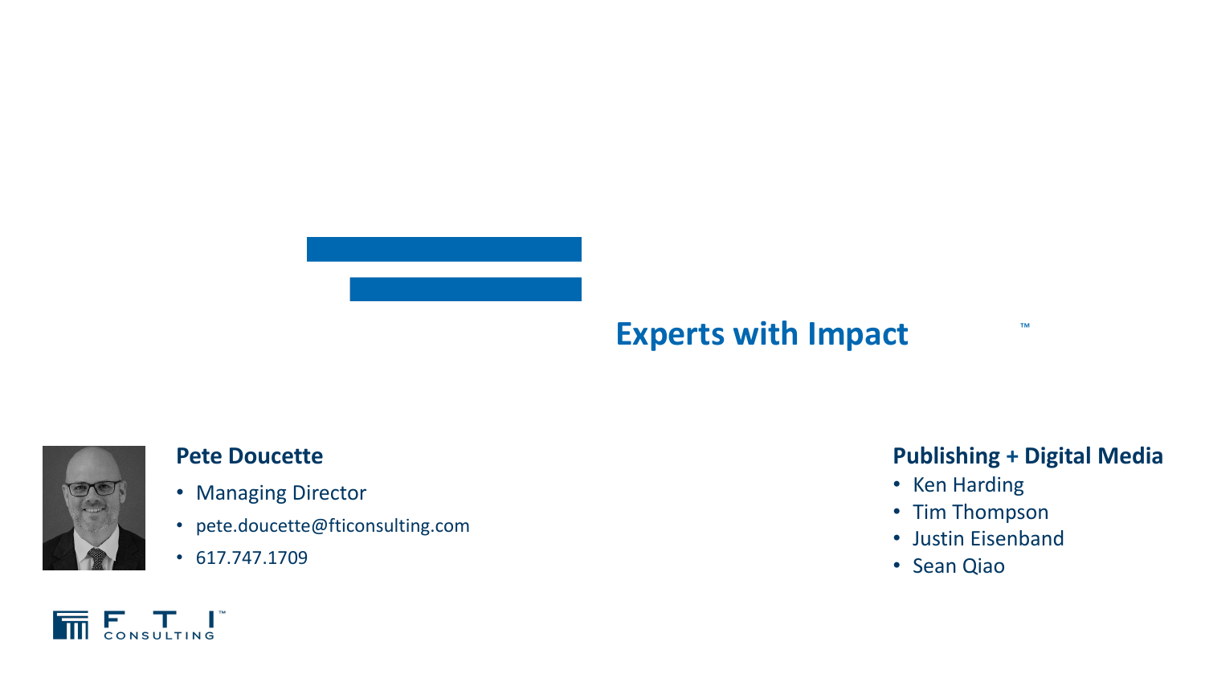**Experients with Impact**™

### Pete Doucette

- Managing Director
- pete.doucette@fticonsulting.com
- 617.747.1709

### Publishing + Digital Media

- Ken Harding
- Tim Thompson
- Justin Eisenband
- Sean Qiao

**Experts with Impact**™

### Pete Doucette

- Managing Director
- pete.doucette@fticonsulting.com
- 617.747.1709

### Publishing + Digital Media

- Ken Harding
- Tim Thompson
- Justin Eisenband
- Sean Qiao